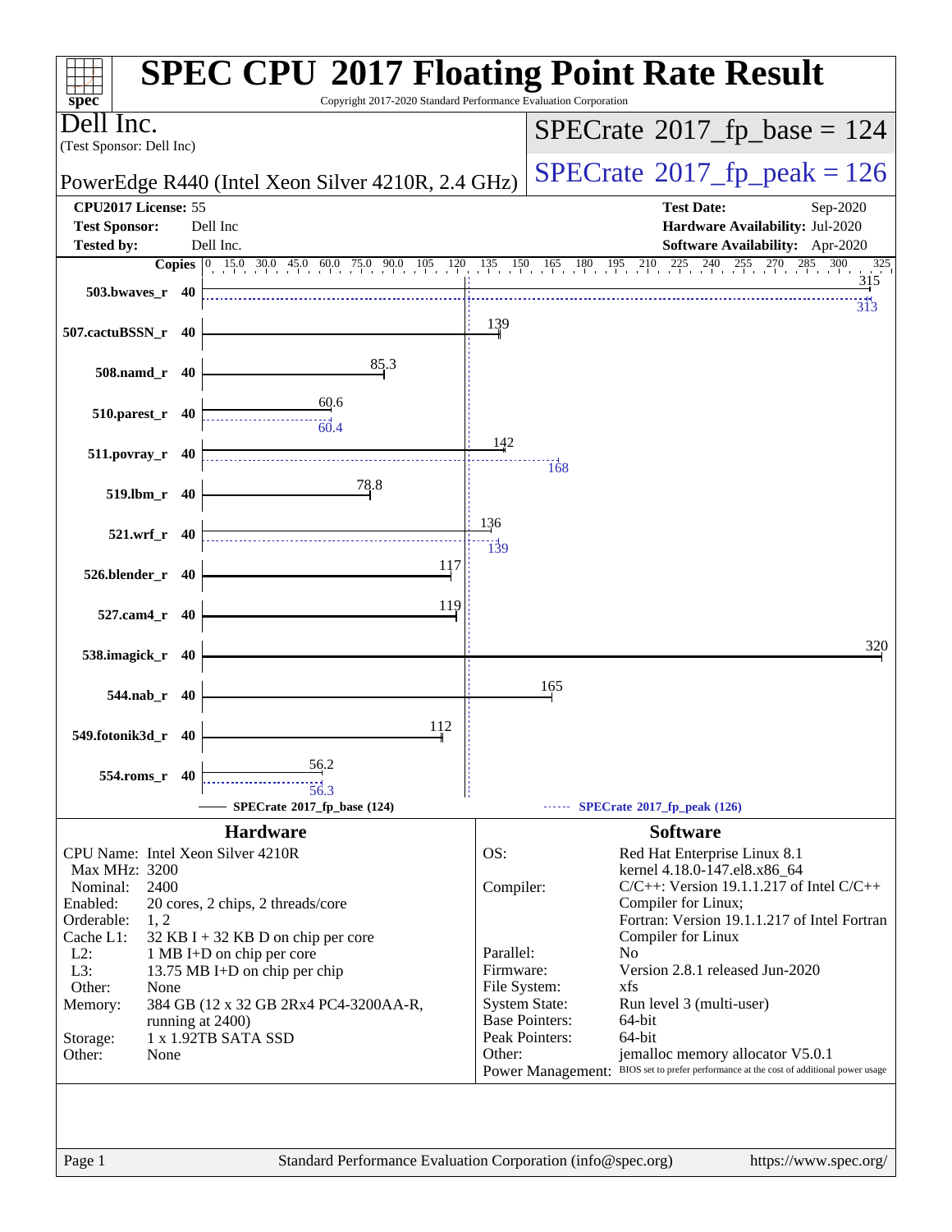# SPEC CPU 2017 Floating Point Rate Result

Copyright 2017-2020 Standard Performance Evaluation Corporation

**Dell Inc.**
(Test Sponsor: Dell Inc)

PowerEdge R440 (Intel Xeon Silver 4210R, 2.4 GHz)

SPECrate 2017_fp_base = 124

SPECrate 2017_fp_peak = 126

| | | | |
|---|---|---|---|
| **CPU2017 License:** | 55 | **Test Date:** | Sep-2020 |
| **Test Sponsor:** | Dell Inc | **Hardware Availability:** | Jul-2020 |
| **Tested by:** | Dell Inc. | **Software Availability:** | Apr-2020 |

| Benchmark | Copies | SPECrate 2017_fp_base (124) | SPECrate 2017_fp_peak (126) |
|---|---|---|---|
| 503.bwaves_r | 40 | 315 | 313 |
| 507.cactuBSSN_r | 40 | 139 | |
| 508.namd_r | 40 | 85.3 | |
| 510.parest_r | 40 | 60.6 | 60.4 |
| 511.povray_r | 40 | 142 | 168 |
| 519.lbm_r | 40 | 78.8 | |
| 521.wrf_r | 40 | 136 | 139 |
| 526.blender_r | 40 | 117 | |
| 527.cam4_r | 40 | 119 | |
| 538.imagick_r | 40 | 320 | |
| 544.nab_r | 40 | 165 | |
| 549.fotonik3d_r | 40 | 112 | |
| 554.roms_r | 40 | 56.2 | 56.3 |

## Hardware

| | |
|---|---|
| CPU Name: | Intel Xeon Silver 4210R |
| Max MHz: | 3200 |
| Nominal: | 2400 |
| Enabled: | 20 cores, 2 chips, 2 threads/core |
| Orderable: | 1, 2 |
| Cache L1: | 32 KB I + 32 KB D on chip per core |
| L2: | 1 MB I+D on chip per core |
| L3: | 13.75 MB I+D on chip per chip |
| Other: | None |
| Memory: | 384 GB (12 x 32 GB 2Rx4 PC4-3200AA-R, running at 2400) |
| Storage: | 1 x 1.92TB SATA SSD |
| Other: | None |

## Software

| | |
|---|---|
| OS: | Red Hat Enterprise Linux 8.1<br>kernel 4.18.0-147.el8.x86_64 |
| Compiler: | C/C++: Version 19.1.1.217 of Intel C/C++ Compiler for Linux;<br>Fortran: Version 19.1.1.217 of Intel Fortran Compiler for Linux |
| Parallel: | No |
| Firmware: | Version 2.8.1 released Jun-2020 |
| File System: | xfs |
| System State: | Run level 3 (multi-user) |
| Base Pointers: | 64-bit |
| Peak Pointers: | 64-bit |
| Other: | jemalloc memory allocator V5.0.1 |
| Power Management: | BIOS set to prefer performance at the cost of additional power usage |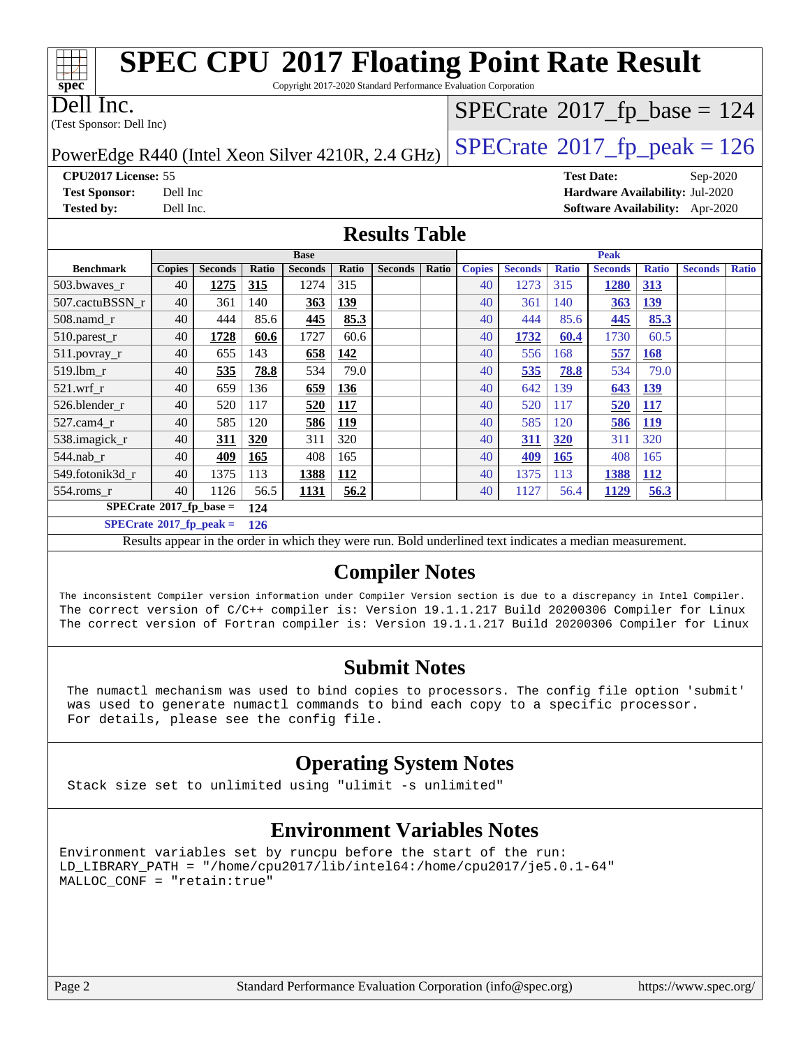# SPEC CPU 2017 Floating Point Rate Result

Copyright 2017-2020 Standard Performance Evaluation Corporation

**Dell Inc.**
(Test Sponsor: Dell Inc)

PowerEdge R440 (Intel Xeon Silver 4210R, 2.4 GHz)

SPECrate 2017_fp_base = 124

SPECrate 2017_fp_peak = 126

**CPU2017 License:** 55
**Test Sponsor:** Dell Inc
**Tested by:** Dell Inc.

**Test Date:** Sep-2020
**Hardware Availability:** Jul-2020
**Software Availability:** Apr-2020

## Results Table

| Benchmark | Base | | | | | | | Peak | | | | | | |
|---|---|---|---|---|---|---|---|---|---|---|---|---|---|---|
| | Copies | Seconds | Ratio | Seconds | Ratio | Seconds | Ratio | Copies | Seconds | Ratio | Seconds | Ratio | Seconds | Ratio |
| 503.bwaves_r | 40 | **1275** | **315** | 1274 | 315 | | | 40 | 1273 | 315 | **1280** | **313** | | |
| 507.cactuBSSN_r | 40 | 361 | 140 | **363** | **139** | | | 40 | 361 | 140 | **363** | **139** | | |
| 508.namd_r | 40 | 444 | 85.6 | **445** | **85.3** | | | 40 | 444 | 85.6 | **445** | **85.3** | | |
| 510.parest_r | 40 | **1728** | **60.6** | 1727 | 60.6 | | | 40 | **1732** | **60.4** | 1730 | 60.5 | | |
| 511.povray_r | 40 | 655 | 143 | **658** | **142** | | | 40 | 556 | 168 | **557** | **168** | | |
| 519.lbm_r | 40 | **535** | **78.8** | 534 | 79.0 | | | 40 | **535** | **78.8** | 534 | 79.0 | | |
| 521.wrf_r | 40 | 659 | 136 | **659** | **136** | | | 40 | 642 | 139 | **643** | **139** | | |
| 526.blender_r | 40 | 520 | 117 | **520** | **117** | | | 40 | 520 | 117 | **520** | **117** | | |
| 527.cam4_r | 40 | 585 | 120 | **586** | **119** | | | 40 | 585 | 120 | **586** | **119** | | |
| 538.imagick_r | 40 | **311** | **320** | 311 | 320 | | | 40 | **311** | **320** | 311 | 320 | | |
| 544.nab_r | 40 | **409** | **165** | 408 | 165 | | | 40 | **409** | **165** | 408 | 165 | | |
| 549.fotonik3d_r | 40 | 1375 | 113 | **1388** | **112** | | | 40 | 1375 | 113 | **1388** | **112** | | |
| 554.roms_r | 40 | 1126 | 56.5 | **1131** | **56.2** | | | 40 | 1127 | 56.4 | **1129** | **56.3** | | |

**SPECrate 2017_fp_base = 124**

**SPECrate 2017_fp_peak = 126**

Results appear in the order in which they were run. Bold underlined text indicates a median measurement.

## Compiler Notes

```
The inconsistent Compiler version information under Compiler Version section is due to a discrepancy in Intel Compiler.
The correct version of C/C++ compiler is: Version 19.1.1.217 Build 20200306 Compiler for Linux
The correct version of Fortran compiler is: Version 19.1.1.217 Build 20200306 Compiler for Linux
```

## Submit Notes

```
The numactl mechanism was used to bind copies to processors. The config file option 'submit'
was used to generate numactl commands to bind each copy to a specific processor.
For details, please see the config file.
```

## Operating System Notes

```
Stack size set to unlimited using "ulimit -s unlimited"
```

## Environment Variables Notes

```
Environment variables set by runcpu before the start of the run:
LD_LIBRARY_PATH = "/home/cpu2017/lib/intel64:/home/cpu2017/je5.0.1-64"
MALLOC_CONF = "retain:true"
```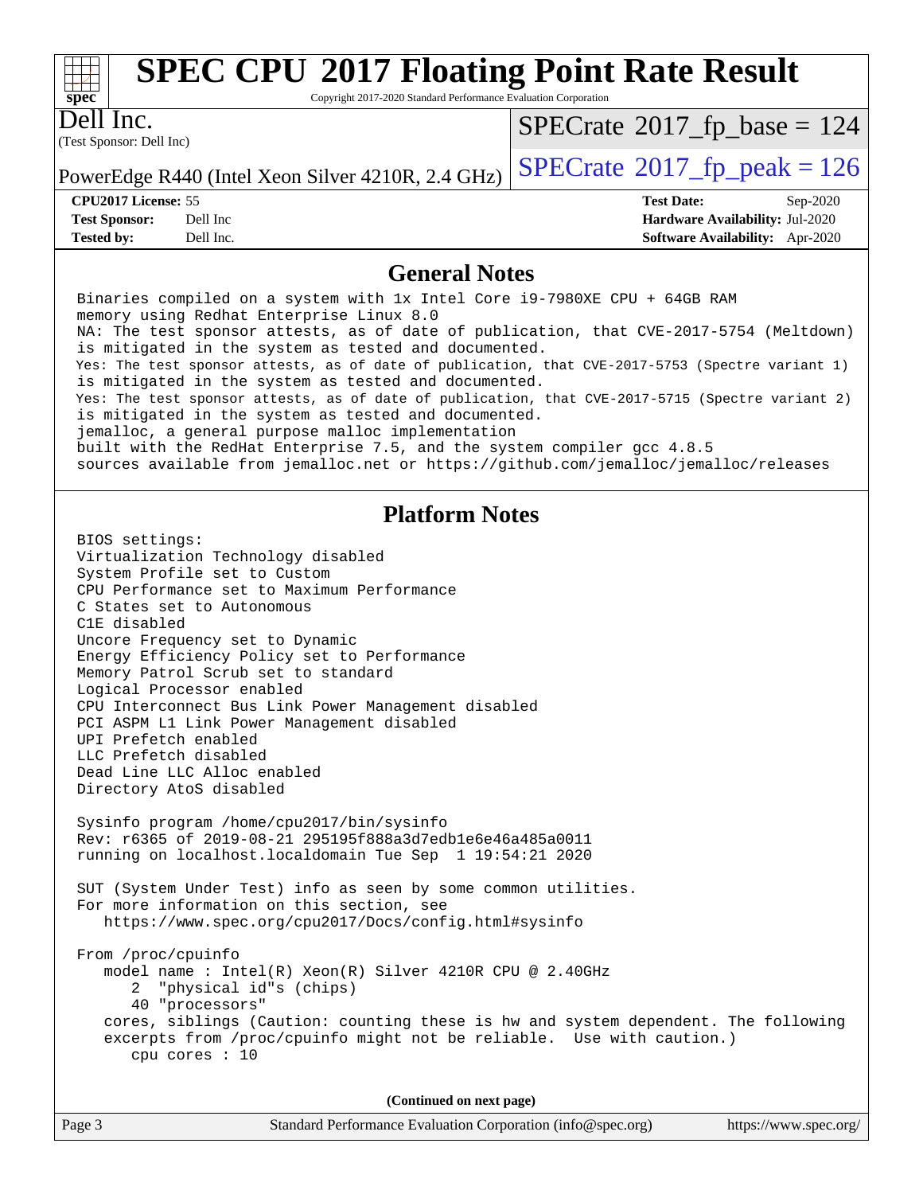# SPEC CPU 2017 Floating Point Rate Result

Copyright 2017-2020 Standard Performance Evaluation Corporation

**Dell Inc.**
(Test Sponsor: Dell Inc)

PowerEdge R440 (Intel Xeon Silver 4210R, 2.4 GHz)

SPECrate 2017_fp_base = 124

SPECrate 2017_fp_peak = 126

| | | | |
|---|---|---|---|
| **CPU2017 License:** | 55 | **Test Date:** | Sep-2020 |
| **Test Sponsor:** | Dell Inc | **Hardware Availability:** | Jul-2020 |
| **Tested by:** | Dell Inc. | **Software Availability:** | Apr-2020 |

## General Notes

```
Binaries compiled on a system with 1x Intel Core i9-7980XE CPU + 64GB RAM
memory using Redhat Enterprise Linux 8.0
NA: The test sponsor attests, as of date of publication, that CVE-2017-5754 (Meltdown)
is mitigated in the system as tested and documented.
Yes: The test sponsor attests, as of date of publication, that CVE-2017-5753 (Spectre variant 1)
is mitigated in the system as tested and documented.
Yes: The test sponsor attests, as of date of publication, that CVE-2017-5715 (Spectre variant 2)
is mitigated in the system as tested and documented.
jemalloc, a general purpose malloc implementation
built with the RedHat Enterprise 7.5, and the system compiler gcc 4.8.5
sources available from jemalloc.net or https://github.com/jemalloc/jemalloc/releases
```

## Platform Notes

```
BIOS settings:
Virtualization Technology disabled
System Profile set to Custom
CPU Performance set to Maximum Performance
C States set to Autonomous
C1E disabled
Uncore Frequency set to Dynamic
Energy Efficiency Policy set to Performance
Memory Patrol Scrub set to standard
Logical Processor enabled
CPU Interconnect Bus Link Power Management disabled
PCI ASPM L1 Link Power Management disabled
UPI Prefetch enabled
LLC Prefetch disabled
Dead Line LLC Alloc enabled
Directory AtoS disabled

Sysinfo program /home/cpu2017/bin/sysinfo
Rev: r6365 of 2019-08-21 295195f888a3d7edb1e6e46a485a0011
running on localhost.localdomain Tue Sep  1 19:54:21 2020

SUT (System Under Test) info as seen by some common utilities.
For more information on this section, see
   https://www.spec.org/cpu2017/Docs/config.html#sysinfo

From /proc/cpuinfo
   model name : Intel(R) Xeon(R) Silver 4210R CPU @ 2.40GHz
      2  "physical id"s (chips)
      40 "processors"
   cores, siblings (Caution: counting these is hw and system dependent. The following
   excerpts from /proc/cpuinfo might not be reliable.  Use with caution.)
      cpu cores : 10
```

**(Continued on next page)**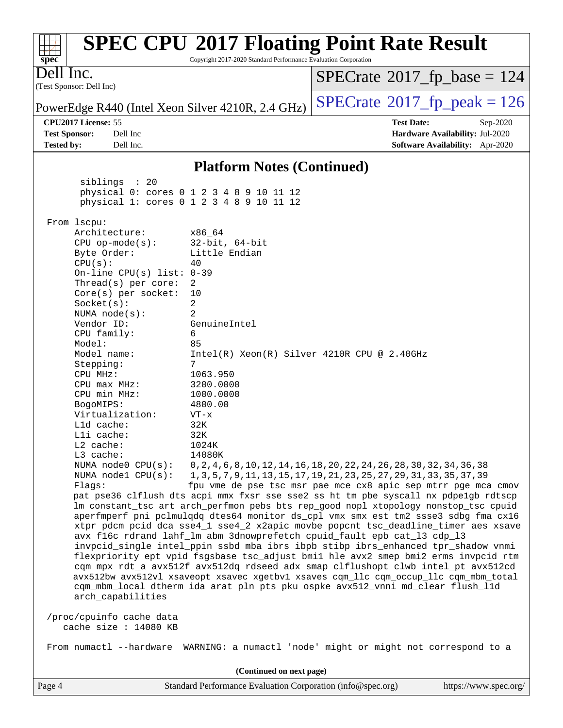## Platform Notes (Continued)

```
       siblings  : 20
       physical 0: cores 0 1 2 3 4 8 9 10 11 12
       physical 1: cores 0 1 2 3 4 8 9 10 11 12

  From lscpu:
      Architecture:        x86_64
      CPU op-mode(s):      32-bit, 64-bit
      Byte Order:          Little Endian
      CPU(s):              40
      On-line CPU(s) list: 0-39
      Thread(s) per core:  2
      Core(s) per socket:  10
      Socket(s):           2
      NUMA node(s):        2
      Vendor ID:           GenuineIntel
      CPU family:          6
      Model:               85
      Model name:          Intel(R) Xeon(R) Silver 4210R CPU @ 2.40GHz
      Stepping:            7
      CPU MHz:             1063.950
      CPU max MHz:         3200.0000
      CPU min MHz:         1000.0000
      BogoMIPS:            4800.00
      Virtualization:      VT-x
      L1d cache:           32K
      L1i cache:           32K
      L2 cache:            1024K
      L3 cache:            14080K
      NUMA node0 CPU(s):   0,2,4,6,8,10,12,14,16,18,20,22,24,26,28,30,32,34,36,38
      NUMA node1 CPU(s):   1,3,5,7,9,11,13,15,17,19,21,23,25,27,29,31,33,35,37,39
      Flags:               fpu vme de pse tsc msr pae mce cx8 apic sep mtrr pge mca cmov
      pat pse36 clflush dts acpi mmx fxsr sse sse2 ss ht tm pbe syscall nx pdpe1gb rdtscp
      lm constant_tsc art arch_perfmon pebs bts rep_good nopl xtopology nonstop_tsc cpuid
      aperfmperf pni pclmulqdq dtes64 monitor ds_cpl vmx smx est tm2 ssse3 sdbg fma cx16
      xtpr pdcm pcid dca sse4_1 sse4_2 x2apic movbe popcnt tsc_deadline_timer aes xsave
      avx f16c rdrand lahf_lm abm 3dnowprefetch cpuid_fault epb cat_l3 cdp_l3
      invpcid_single intel_ppin ssbd mba ibrs ibpb stibp ibrs_enhanced tpr_shadow vnmi
      flexpriority ept vpid fsgsbase tsc_adjust bmi1 hle avx2 smep bmi2 erms invpcid rtm
      cqm mpx rdt_a avx512f avx512dq rdseed adx smap clflushopt clwb intel_pt avx512cd
      avx512bw avx512vl xsaveopt xsavec xgetbv1 xsaves cqm_llc cqm_occup_llc cqm_mbm_total
      cqm_mbm_local dtherm ida arat pln pts pku ospke avx512_vnni md_clear flush_l1d
      arch_capabilities

  /proc/cpuinfo cache data
     cache size : 14080 KB

  From numactl --hardware  WARNING: a numactl 'node' might or might not correspond to a
```

(Continued on next page)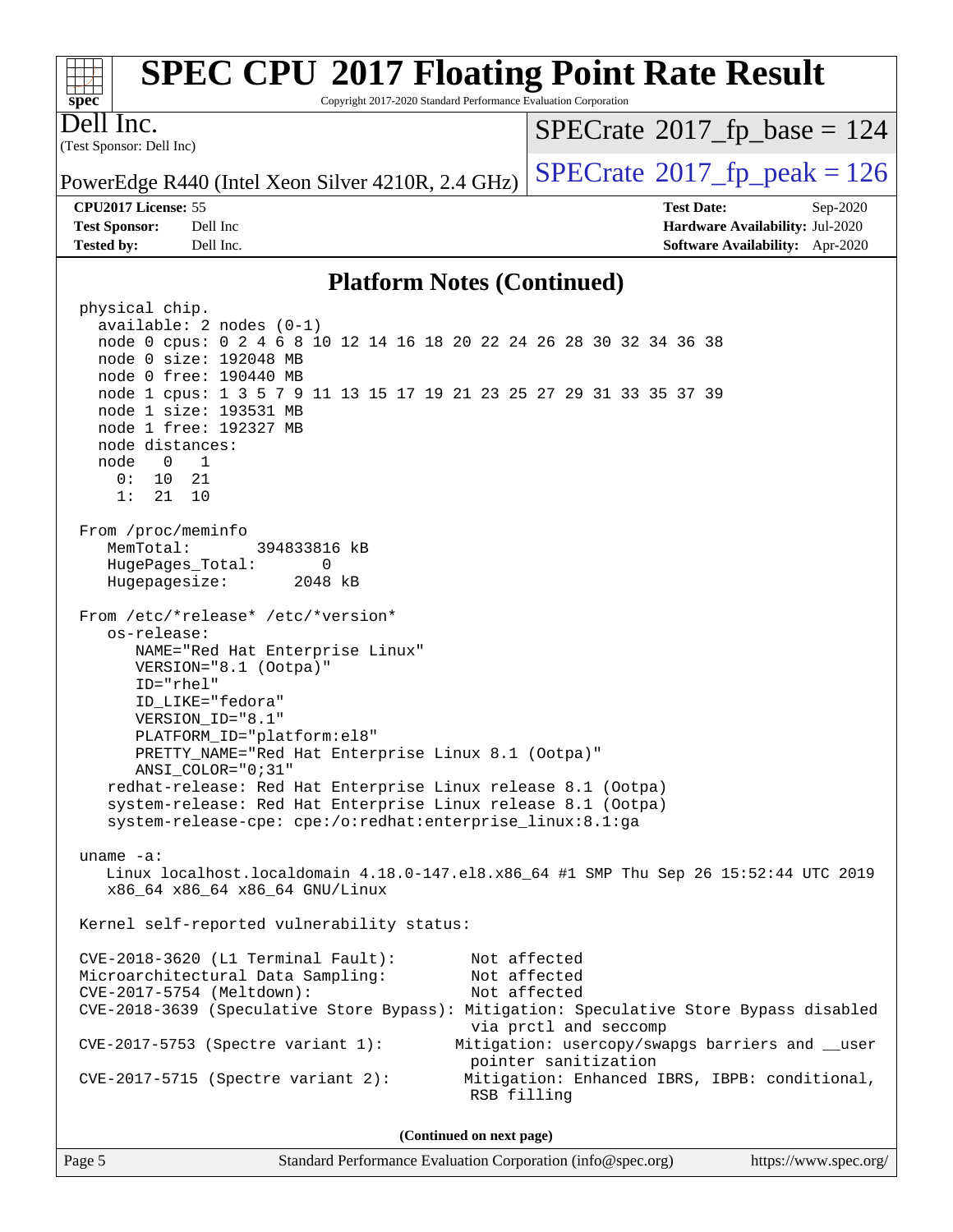## Platform Notes (Continued)

```
physical chip.
  available: 2 nodes (0-1)
  node 0 cpus: 0 2 4 6 8 10 12 14 16 18 20 22 24 26 28 30 32 34 36 38
  node 0 size: 192048 MB
  node 0 free: 190440 MB
  node 1 cpus: 1 3 5 7 9 11 13 15 17 19 21 23 25 27 29 31 33 35 37 39
  node 1 size: 193531 MB
  node 1 free: 192327 MB
  node distances:
  node   0   1
    0:  10  21
    1:  21  10

From /proc/meminfo
   MemTotal:       394833816 kB
   HugePages_Total:       0
   Hugepagesize:       2048 kB

From /etc/*release* /etc/*version*
   os-release:
      NAME="Red Hat Enterprise Linux"
      VERSION="8.1 (Ootpa)"
      ID="rhel"
      ID_LIKE="fedora"
      VERSION_ID="8.1"
      PLATFORM_ID="platform:el8"
      PRETTY_NAME="Red Hat Enterprise Linux 8.1 (Ootpa)"
      ANSI_COLOR="0;31"
   redhat-release: Red Hat Enterprise Linux release 8.1 (Ootpa)
   system-release: Red Hat Enterprise Linux release 8.1 (Ootpa)
   system-release-cpe: cpe:/o:redhat:enterprise_linux:8.1:ga

uname -a:
   Linux localhost.localdomain 4.18.0-147.el8.x86_64 #1 SMP Thu Sep 26 15:52:44 UTC 2019
   x86_64 x86_64 x86_64 GNU/Linux

Kernel self-reported vulnerability status:

CVE-2018-3620 (L1 Terminal Fault):         Not affected
Microarchitectural Data Sampling:          Not affected
CVE-2017-5754 (Meltdown):                  Not affected
CVE-2018-3639 (Speculative Store Bypass): Mitigation: Speculative Store Bypass disabled
                                           via prctl and seccomp
CVE-2017-5753 (Spectre variant 1):        Mitigation: usercopy/swapgs barriers and __user
                                           pointer sanitization
CVE-2017-5715 (Spectre variant 2):         Mitigation: Enhanced IBRS, IBPB: conditional,
                                           RSB filling
```

**(Continued on next page)**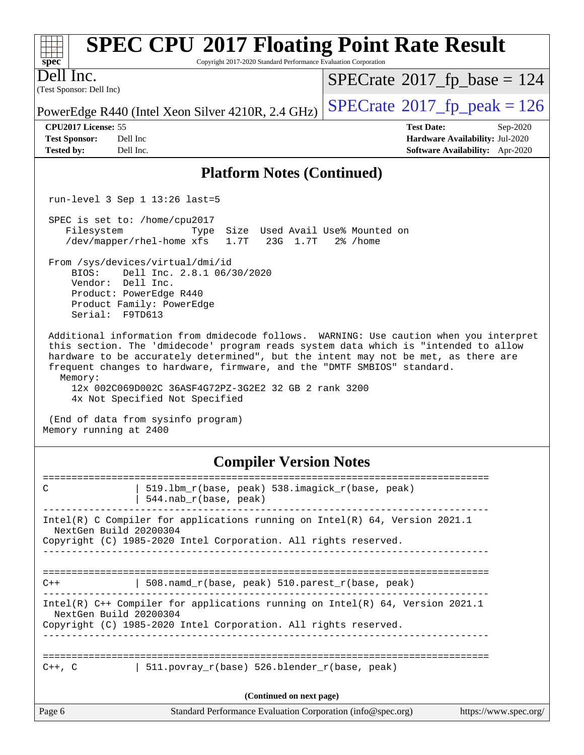# SPEC CPU 2017 Floating Point Rate Result

Copyright 2017-2020 Standard Performance Evaluation Corporation

**Dell Inc.**
(Test Sponsor: Dell Inc)

PowerEdge R440 (Intel Xeon Silver 4210R, 2.4 GHz)

SPECrate 2017_fp_base = 124

SPECrate 2017_fp_peak = 126

**CPU2017 License:** 55
**Test Sponsor:** Dell Inc
**Tested by:** Dell Inc.

**Test Date:** Sep-2020
**Hardware Availability:** Jul-2020
**Software Availability:** Apr-2020

## Platform Notes (Continued)

```
 run-level 3 Sep 1 13:26 last=5

 SPEC is set to: /home/cpu2017
    Filesystem            Type  Size  Used Avail Use% Mounted on
    /dev/mapper/rhel-home xfs   1.7T   23G  1.7T   2% /home

 From /sys/devices/virtual/dmi/id
     BIOS:    Dell Inc. 2.8.1 06/30/2020
     Vendor:  Dell Inc.
     Product: PowerEdge R440
     Product Family: PowerEdge
     Serial:  F9TD613

 Additional information from dmidecode follows.  WARNING: Use caution when you interpret
 this section. The 'dmidecode' program reads system data which is "intended to allow
 hardware to be accurately determined", but the intent may not be met, as there are
 frequent changes to hardware, firmware, and the "DMTF SMBIOS" standard.
   Memory:
     12x 002C069D002C 36ASF4G72PZ-3G2E2 32 GB 2 rank 3200
     4x Not Specified Not Specified

 (End of data from sysinfo program)
Memory running at 2400
```

## Compiler Version Notes

```
==============================================================================
C               | 519.lbm_r(base, peak) 538.imagick_r(base, peak)
                | 544.nab_r(base, peak)
------------------------------------------------------------------------------
Intel(R) C Compiler for applications running on Intel(R) 64, Version 2021.1
  NextGen Build 20200304
Copyright (C) 1985-2020 Intel Corporation. All rights reserved.
------------------------------------------------------------------------------

==============================================================================
C++             | 508.namd_r(base, peak) 510.parest_r(base, peak)
------------------------------------------------------------------------------
Intel(R) C++ Compiler for applications running on Intel(R) 64, Version 2021.1
  NextGen Build 20200304
Copyright (C) 1985-2020 Intel Corporation. All rights reserved.
------------------------------------------------------------------------------

==============================================================================
C++, C          | 511.povray_r(base) 526.blender_r(base, peak)
```

**(Continued on next page)**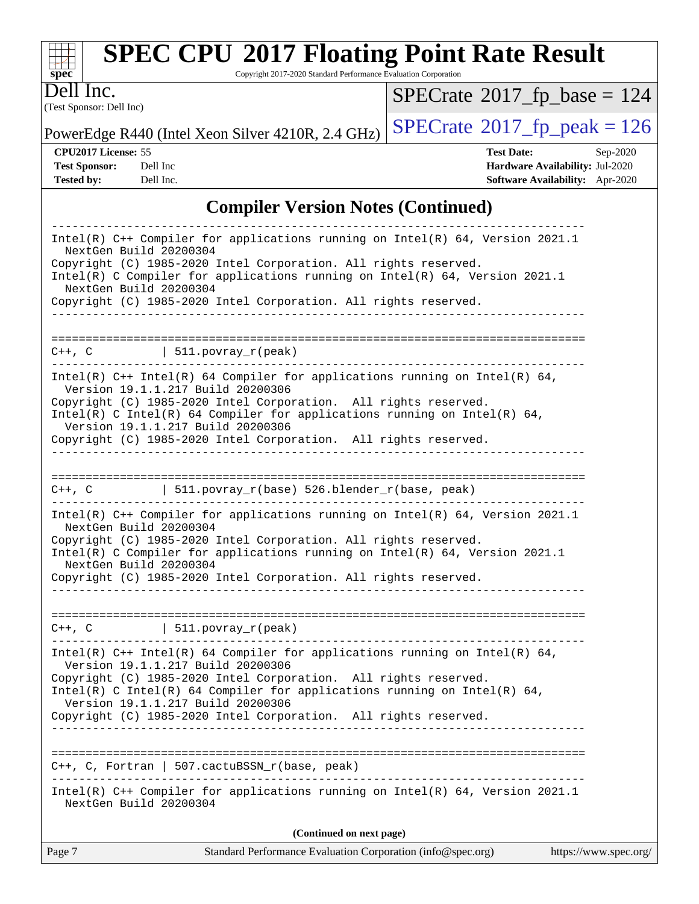## Compiler Version Notes (Continued)

```
------------------------------------------------------------------------------
Intel(R) C++ Compiler for applications running on Intel(R) 64, Version 2021.1
  NextGen Build 20200304
Copyright (C) 1985-2020 Intel Corporation. All rights reserved.
Intel(R) C Compiler for applications running on Intel(R) 64, Version 2021.1
  NextGen Build 20200304
Copyright (C) 1985-2020 Intel Corporation. All rights reserved.
------------------------------------------------------------------------------

==============================================================================
C++, C            | 511.povray_r(peak)
------------------------------------------------------------------------------
Intel(R) C++ Intel(R) 64 Compiler for applications running on Intel(R) 64,
  Version 19.1.1.217 Build 20200306
Copyright (C) 1985-2020 Intel Corporation.  All rights reserved.
Intel(R) C Intel(R) 64 Compiler for applications running on Intel(R) 64,
  Version 19.1.1.217 Build 20200306
Copyright (C) 1985-2020 Intel Corporation.  All rights reserved.
------------------------------------------------------------------------------

==============================================================================
C++, C            | 511.povray_r(base) 526.blender_r(base, peak)
------------------------------------------------------------------------------
Intel(R) C++ Compiler for applications running on Intel(R) 64, Version 2021.1
  NextGen Build 20200304
Copyright (C) 1985-2020 Intel Corporation. All rights reserved.
Intel(R) C Compiler for applications running on Intel(R) 64, Version 2021.1
  NextGen Build 20200304
Copyright (C) 1985-2020 Intel Corporation. All rights reserved.
------------------------------------------------------------------------------

==============================================================================
C++, C            | 511.povray_r(peak)
------------------------------------------------------------------------------
Intel(R) C++ Intel(R) 64 Compiler for applications running on Intel(R) 64,
  Version 19.1.1.217 Build 20200306
Copyright (C) 1985-2020 Intel Corporation.  All rights reserved.
Intel(R) C Intel(R) 64 Compiler for applications running on Intel(R) 64,
  Version 19.1.1.217 Build 20200306
Copyright (C) 1985-2020 Intel Corporation.  All rights reserved.
------------------------------------------------------------------------------

==============================================================================
C++, C, Fortran | 507.cactuBSSN_r(base, peak)
------------------------------------------------------------------------------
Intel(R) C++ Compiler for applications running on Intel(R) 64, Version 2021.1
  NextGen Build 20200304
```

**(Continued on next page)**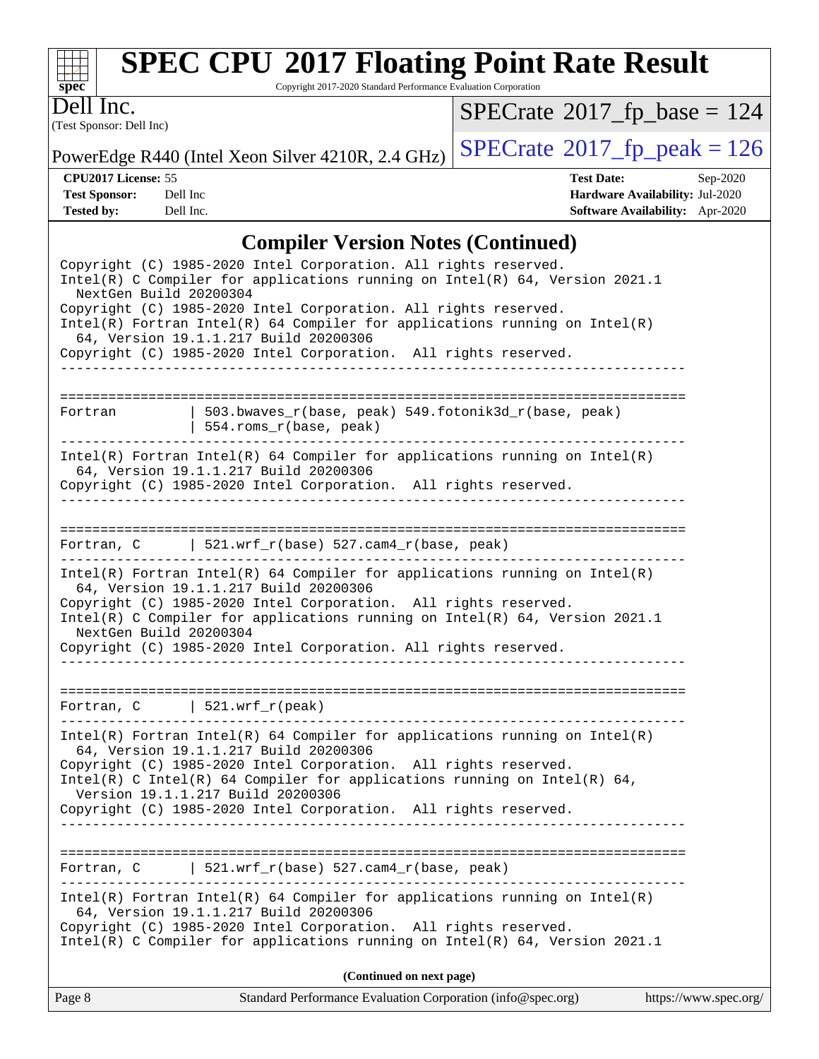# SPEC CPU 2017 Floating Point Rate Result

Copyright 2017-2020 Standard Performance Evaluation Corporation

**Dell Inc.**
(Test Sponsor: Dell Inc)

PowerEdge R440 (Intel Xeon Silver 4210R, 2.4 GHz)

SPECrate 2017_fp_base = 124
SPECrate 2017_fp_peak = 126

**CPU2017 License:** 55
**Test Sponsor:** Dell Inc
**Tested by:** Dell Inc.

**Test Date:** Sep-2020
**Hardware Availability:** Jul-2020
**Software Availability:** Apr-2020

## Compiler Version Notes (Continued)

```
Copyright (C) 1985-2020 Intel Corporation. All rights reserved.
Intel(R) C Compiler for applications running on Intel(R) 64, Version 2021.1
  NextGen Build 20200304
Copyright (C) 1985-2020 Intel Corporation. All rights reserved.
Intel(R) Fortran Intel(R) 64 Compiler for applications running on Intel(R)
  64, Version 19.1.1.217 Build 20200306
Copyright (C) 1985-2020 Intel Corporation.  All rights reserved.
------------------------------------------------------------------------------

==============================================================================
Fortran         | 503.bwaves_r(base, peak) 549.fotonik3d_r(base, peak)
                | 554.roms_r(base, peak)
------------------------------------------------------------------------------
Intel(R) Fortran Intel(R) 64 Compiler for applications running on Intel(R)
  64, Version 19.1.1.217 Build 20200306
Copyright (C) 1985-2020 Intel Corporation.  All rights reserved.
------------------------------------------------------------------------------

==============================================================================
Fortran, C      | 521.wrf_r(base) 527.cam4_r(base, peak)
------------------------------------------------------------------------------
Intel(R) Fortran Intel(R) 64 Compiler for applications running on Intel(R)
  64, Version 19.1.1.217 Build 20200306
Copyright (C) 1985-2020 Intel Corporation.  All rights reserved.
Intel(R) C Compiler for applications running on Intel(R) 64, Version 2021.1
  NextGen Build 20200304
Copyright (C) 1985-2020 Intel Corporation. All rights reserved.
------------------------------------------------------------------------------

==============================================================================
Fortran, C      | 521.wrf_r(peak)
------------------------------------------------------------------------------
Intel(R) Fortran Intel(R) 64 Compiler for applications running on Intel(R)
  64, Version 19.1.1.217 Build 20200306
Copyright (C) 1985-2020 Intel Corporation.  All rights reserved.
Intel(R) C Intel(R) 64 Compiler for applications running on Intel(R) 64,
  Version 19.1.1.217 Build 20200306
Copyright (C) 1985-2020 Intel Corporation.  All rights reserved.
------------------------------------------------------------------------------

==============================================================================
Fortran, C      | 521.wrf_r(base) 527.cam4_r(base, peak)
------------------------------------------------------------------------------
Intel(R) Fortran Intel(R) 64 Compiler for applications running on Intel(R)
  64, Version 19.1.1.217 Build 20200306
Copyright (C) 1985-2020 Intel Corporation.  All rights reserved.
Intel(R) C Compiler for applications running on Intel(R) 64, Version 2021.1
```

**(Continued on next page)**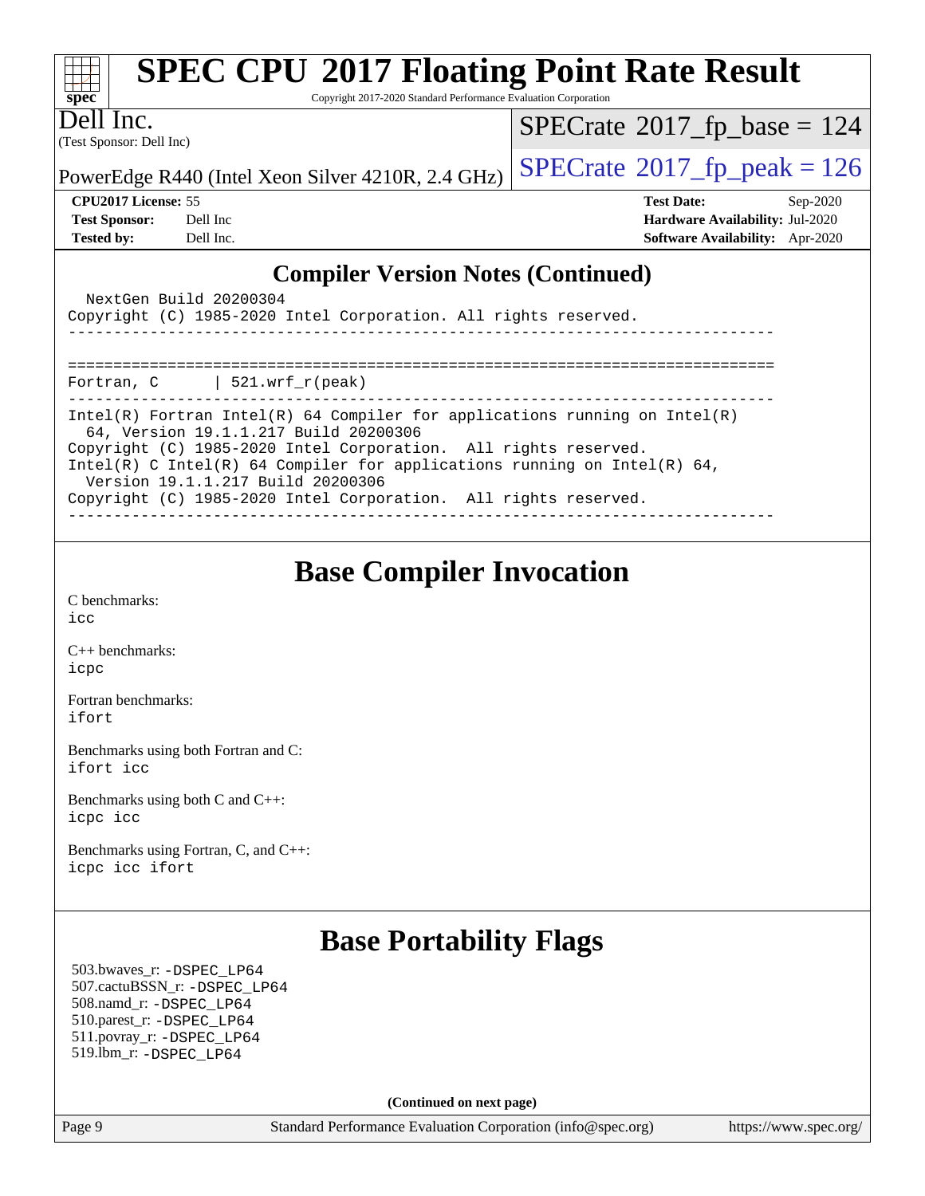## Compiler Version Notes (Continued)

```
  NextGen Build 20200304
Copyright (C) 1985-2020 Intel Corporation. All rights reserved.
------------------------------------------------------------------------------

==============================================================================
Fortran, C      | 521.wrf_r(peak)
------------------------------------------------------------------------------
Intel(R) Fortran Intel(R) 64 Compiler for applications running on Intel(R)
  64, Version 19.1.1.217 Build 20200306
Copyright (C) 1985-2020 Intel Corporation.  All rights reserved.
Intel(R) C Intel(R) 64 Compiler for applications running on Intel(R) 64,
  Version 19.1.1.217 Build 20200306
Copyright (C) 1985-2020 Intel Corporation.  All rights reserved.
------------------------------------------------------------------------------
```

## Base Compiler Invocation

C benchmarks:
icc

C++ benchmarks:
icpc

Fortran benchmarks:
ifort

Benchmarks using both Fortran and C:
ifort icc

Benchmarks using both C and C++:
icpc icc

Benchmarks using Fortran, C, and C++:
icpc icc ifort

## Base Portability Flags

503.bwaves_r: -DSPEC_LP64
507.cactuBSSN_r: -DSPEC_LP64
508.namd_r: -DSPEC_LP64
510.parest_r: -DSPEC_LP64
511.povray_r: -DSPEC_LP64
519.lbm_r: -DSPEC_LP64

**(Continued on next page)**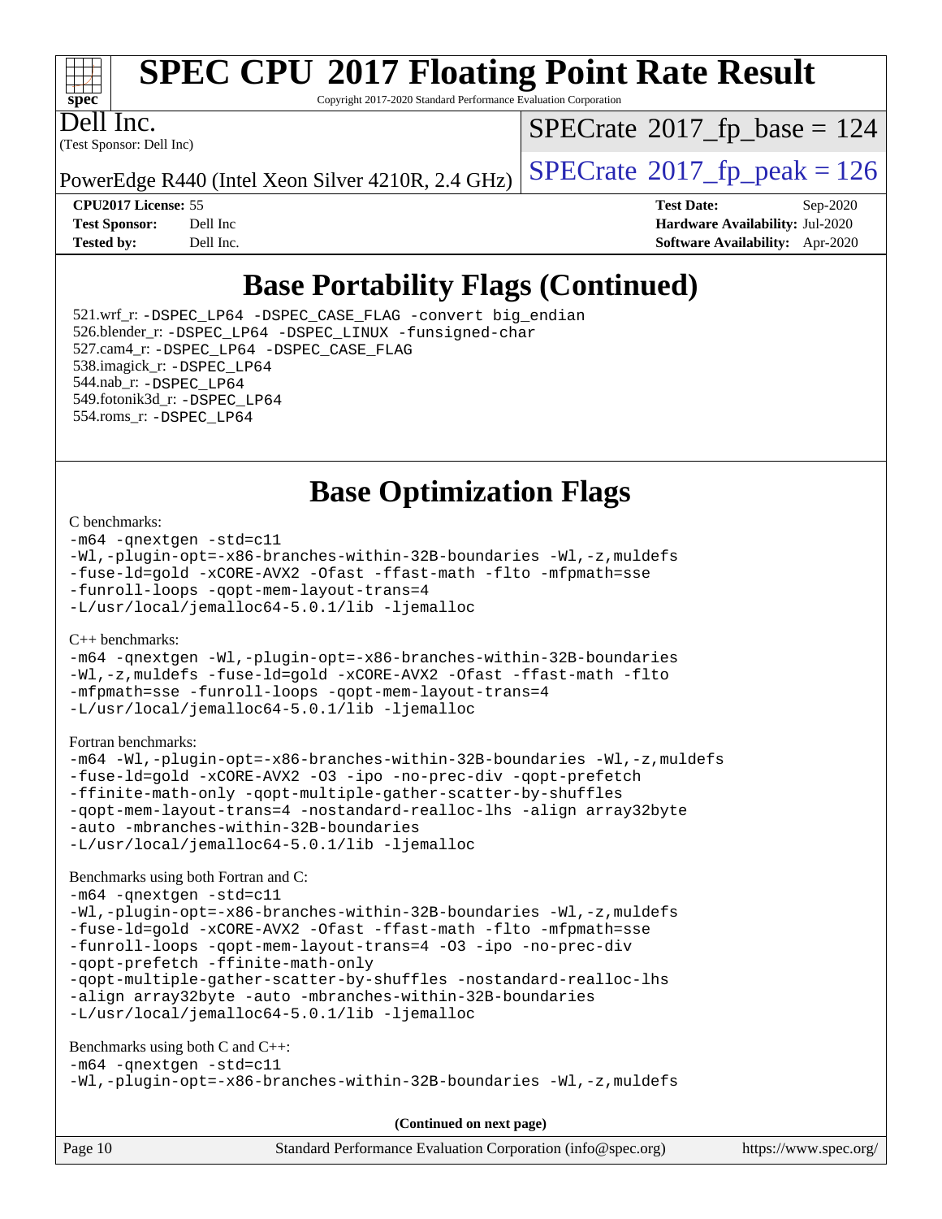# SPEC CPU 2017 Floating Point Rate Result

Copyright 2017-2020 Standard Performance Evaluation Corporation

Dell Inc.
(Test Sponsor: Dell Inc)

SPECrate 2017_fp_base = 124

PowerEdge R440 (Intel Xeon Silver 4210R, 2.4 GHz)

SPECrate 2017_fp_peak = 126

**CPU2017 License:** 55
**Test Sponsor:** Dell Inc
**Tested by:** Dell Inc.

**Test Date:** Sep-2020
**Hardware Availability:** Jul-2020
**Software Availability:** Apr-2020

## Base Portability Flags (Continued)

521.wrf_r: -DSPEC_LP64 -DSPEC_CASE_FLAG -convert big_endian
526.blender_r: -DSPEC_LP64 -DSPEC_LINUX -funsigned-char
527.cam4_r: -DSPEC_LP64 -DSPEC_CASE_FLAG
538.imagick_r: -DSPEC_LP64
544.nab_r: -DSPEC_LP64
549.fotonik3d_r: -DSPEC_LP64
554.roms_r: -DSPEC_LP64

## Base Optimization Flags

C benchmarks:

```
-m64 -qnextgen -std=c11
-Wl,-plugin-opt=-x86-branches-within-32B-boundaries -Wl,-z,muldefs
-fuse-ld=gold -xCORE-AVX2 -Ofast -ffast-math -flto -mfpmath=sse
-funroll-loops -qopt-mem-layout-trans=4
-L/usr/local/jemalloc64-5.0.1/lib -ljemalloc
```

C++ benchmarks:

```
-m64 -qnextgen -Wl,-plugin-opt=-x86-branches-within-32B-boundaries
-Wl,-z,muldefs -fuse-ld=gold -xCORE-AVX2 -Ofast -ffast-math -flto
-mfpmath=sse -funroll-loops -qopt-mem-layout-trans=4
-L/usr/local/jemalloc64-5.0.1/lib -ljemalloc
```

Fortran benchmarks:

```
-m64 -Wl,-plugin-opt=-x86-branches-within-32B-boundaries -Wl,-z,muldefs
-fuse-ld=gold -xCORE-AVX2 -O3 -ipo -no-prec-div -qopt-prefetch
-ffinite-math-only -qopt-multiple-gather-scatter-by-shuffles
-qopt-mem-layout-trans=4 -nostandard-realloc-lhs -align array32byte
-auto -mbranches-within-32B-boundaries
-L/usr/local/jemalloc64-5.0.1/lib -ljemalloc
```

Benchmarks using both Fortran and C:

```
-m64 -qnextgen -std=c11
-Wl,-plugin-opt=-x86-branches-within-32B-boundaries -Wl,-z,muldefs
-fuse-ld=gold -xCORE-AVX2 -Ofast -ffast-math -flto -mfpmath=sse
-funroll-loops -qopt-mem-layout-trans=4 -O3 -ipo -no-prec-div
-qopt-prefetch -ffinite-math-only
-qopt-multiple-gather-scatter-by-shuffles -nostandard-realloc-lhs
-align array32byte -auto -mbranches-within-32B-boundaries
-L/usr/local/jemalloc64-5.0.1/lib -ljemalloc
```

Benchmarks using both C and C++:

```
-m64 -qnextgen -std=c11
-Wl,-plugin-opt=-x86-branches-within-32B-boundaries -Wl,-z,muldefs
```

**(Continued on next page)**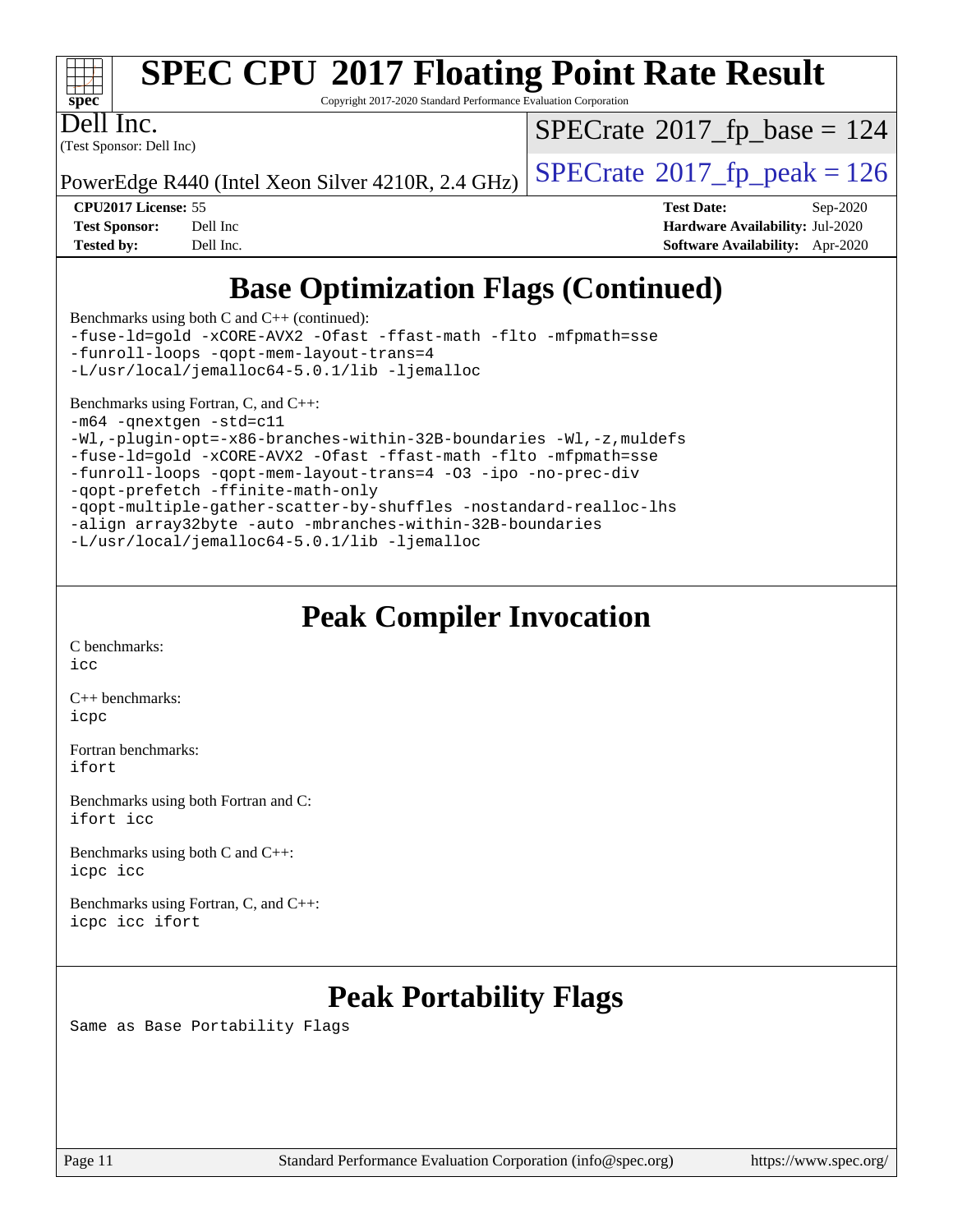# Base Optimization Flags (Continued)

Benchmarks using both C and C++ (continued):

```
-fuse-ld=gold -xCORE-AVX2 -Ofast -ffast-math -flto -mfpmath=sse
-funroll-loops -qopt-mem-layout-trans=4
-L/usr/local/jemalloc64-5.0.1/lib -ljemalloc
```

Benchmarks using Fortran, C, and C++:

```
-m64 -qnextgen -std=c11
-Wl,-plugin-opt=-x86-branches-within-32B-boundaries -Wl,-z,muldefs
-fuse-ld=gold -xCORE-AVX2 -Ofast -ffast-math -flto -mfpmath=sse
-funroll-loops -qopt-mem-layout-trans=4 -O3 -ipo -no-prec-div
-qopt-prefetch -ffinite-math-only
-qopt-multiple-gather-scatter-by-shuffles -nostandard-realloc-lhs
-align array32byte -auto -mbranches-within-32B-boundaries
-L/usr/local/jemalloc64-5.0.1/lib -ljemalloc
```

# Peak Compiler Invocation

C benchmarks:
`icc`

C++ benchmarks:
`icpc`

Fortran benchmarks:
`ifort`

Benchmarks using both Fortran and C:
`ifort icc`

Benchmarks using both C and C++:
`icpc icc`

Benchmarks using Fortran, C, and C++:
`icpc icc ifort`

# Peak Portability Flags

Same as Base Portability Flags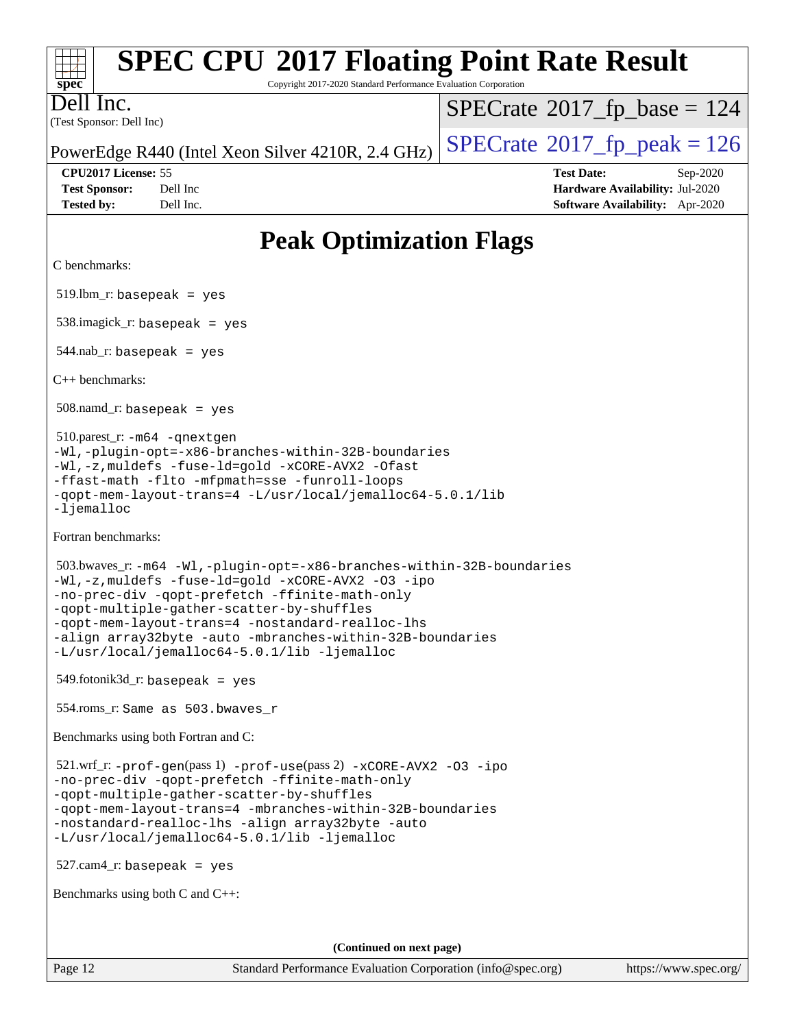# SPEC CPU 2017 Floating Point Rate Result

Copyright 2017-2020 Standard Performance Evaluation Corporation

Dell Inc.
(Test Sponsor: Dell Inc)

PowerEdge R440 (Intel Xeon Silver 4210R, 2.4 GHz)

SPECrate 2017_fp_base = 124

SPECrate 2017_fp_peak = 126

**CPU2017 License:** 55
**Test Sponsor:** Dell Inc
**Tested by:** Dell Inc.

**Test Date:** Sep-2020
**Hardware Availability:** Jul-2020
**Software Availability:** Apr-2020

## Peak Optimization Flags

C benchmarks:

519.lbm_r: `basepeak = yes`

538.imagick_r: `basepeak = yes`

544.nab_r: `basepeak = yes`

C++ benchmarks:

508.namd_r: `basepeak = yes`

510.parest_r:
```
-m64 -qnextgen
-Wl,-plugin-opt=-x86-branches-within-32B-boundaries
-Wl,-z,muldefs -fuse-ld=gold -xCORE-AVX2 -Ofast
-ffast-math -flto -mfpmath=sse -funroll-loops
-qopt-mem-layout-trans=4 -L/usr/local/jemalloc64-5.0.1/lib
-ljemalloc
```

Fortran benchmarks:

503.bwaves_r:
```
-m64 -Wl,-plugin-opt=-x86-branches-within-32B-boundaries
-Wl,-z,muldefs -fuse-ld=gold -xCORE-AVX2 -O3 -ipo
-no-prec-div -qopt-prefetch -ffinite-math-only
-qopt-multiple-gather-scatter-by-shuffles
-qopt-mem-layout-trans=4 -nostandard-realloc-lhs
-align array32byte -auto -mbranches-within-32B-boundaries
-L/usr/local/jemalloc64-5.0.1/lib -ljemalloc
```

549.fotonik3d_r: `basepeak = yes`

554.roms_r: `Same as 503.bwaves_r`

Benchmarks using both Fortran and C:

521.wrf_r:
```
-prof-gen(pass 1) -prof-use(pass 2) -xCORE-AVX2 -O3 -ipo
-no-prec-div -qopt-prefetch -ffinite-math-only
-qopt-multiple-gather-scatter-by-shuffles
-qopt-mem-layout-trans=4 -mbranches-within-32B-boundaries
-nostandard-realloc-lhs -align array32byte -auto
-L/usr/local/jemalloc64-5.0.1/lib -ljemalloc
```

527.cam4_r: `basepeak = yes`

Benchmarks using both C and C++:

**(Continued on next page)**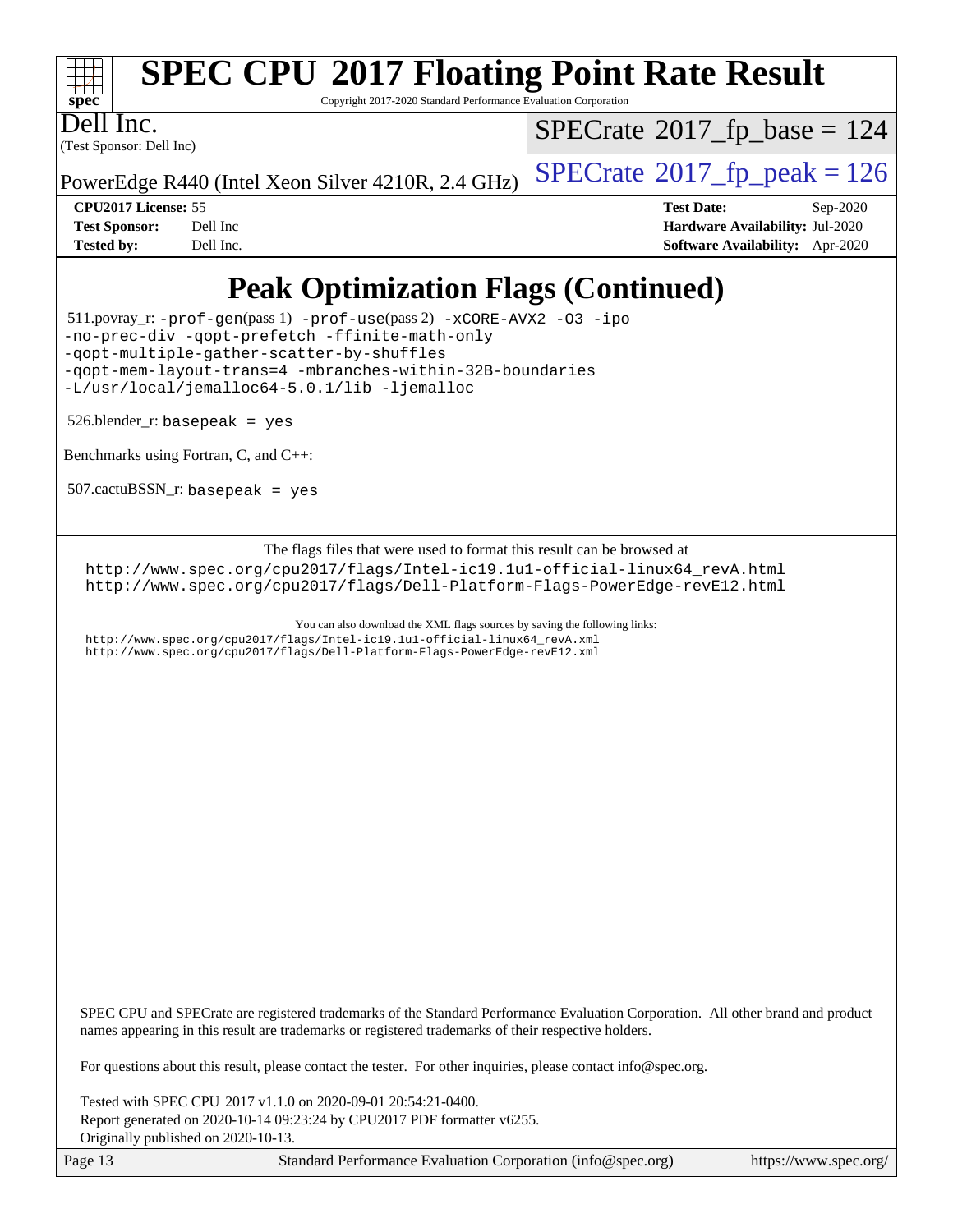# Peak Optimization Flags (Continued)

511.povray_r: `-prof-gen`(pass 1) `-prof-use`(pass 2) `-xCORE-AVX2 -O3 -ipo -no-prec-div -qopt-prefetch -ffinite-math-only -qopt-multiple-gather-scatter-by-shuffles -qopt-mem-layout-trans=4 -mbranches-within-32B-boundaries -L/usr/local/jemalloc64-5.0.1/lib -ljemalloc`

526.blender_r: `basepeak = yes`

Benchmarks using Fortran, C, and C++:

507.cactuBSSN_r: `basepeak = yes`

The flags files that were used to format this result can be browsed at

http://www.spec.org/cpu2017/flags/Intel-ic19.1u1-official-linux64_revA.html
http://www.spec.org/cpu2017/flags/Dell-Platform-Flags-PowerEdge-revE12.html

You can also download the XML flags sources by saving the following links:

http://www.spec.org/cpu2017/flags/Intel-ic19.1u1-official-linux64_revA.xml
http://www.spec.org/cpu2017/flags/Dell-Platform-Flags-PowerEdge-revE12.xml

SPEC CPU and SPECrate are registered trademarks of the Standard Performance Evaluation Corporation. All other brand and product names appearing in this result are trademarks or registered trademarks of their respective holders.

For questions about this result, please contact the tester. For other inquiries, please contact info@spec.org.

Tested with SPEC CPU 2017 v1.1.0 on 2020-09-01 20:54:21-0400.
Report generated on 2020-10-14 09:23:24 by CPU2017 PDF formatter v6255.
Originally published on 2020-10-13.